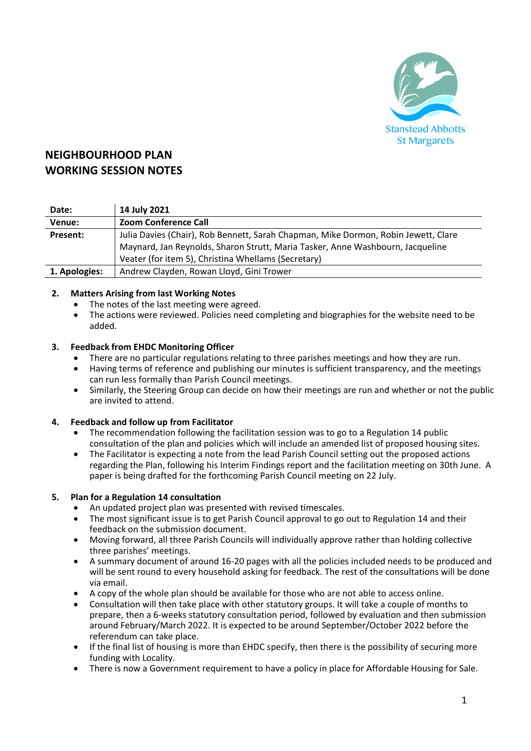Stanstead Abbotts
St Margarets

# NEIGHBOURHOOD PLAN
# WORKING SESSION NOTES

| Date: | 14 July 2021 |
|---|---|
| Venue: | Zoom Conference Call |
| Present: | Julia Davies (Chair), Rob Bennett, Sarah Chapman, Mike Dormon, Robin Jewett, Clare Maynard, Jan Reynolds, Sharon Strutt, Maria Tasker, Anne Washbourn, Jacqueline Veater (for item 5), Christina Whellams (Secretary) |
| 1. Apologies: | Andrew Clayden, Rowan Lloyd, Gini Trower |

**2. Matters Arising from last Working Notes**

- The notes of the last meeting were agreed.
- The actions were reviewed. Policies need completing and biographies for the website need to be added.

**3. Feedback from EHDC Monitoring Officer**

- There are no particular regulations relating to three parishes meetings and how they are run.
- Having terms of reference and publishing our minutes is sufficient transparency, and the meetings can run less formally than Parish Council meetings.
- Similarly, the Steering Group can decide on how their meetings are run and whether or not the public are invited to attend.

**4. Feedback and follow up from Facilitator**

- The recommendation following the facilitation session was to go to a Regulation 14 public consultation of the plan and policies which will include an amended list of proposed housing sites.
- The Facilitator is expecting a note from the lead Parish Council setting out the proposed actions regarding the Plan, following his Interim Findings report and the facilitation meeting on 30th June. A paper is being drafted for the forthcoming Parish Council meeting on 22 July.

**5. Plan for a Regulation 14 consultation**

- An updated project plan was presented with revised timescales.
- The most significant issue is to get Parish Council approval to go out to Regulation 14 and their feedback on the submission document.
- Moving forward, all three Parish Councils will individually approve rather than holding collective three parishes' meetings.
- A summary document of around 16-20 pages with all the policies included needs to be produced and will be sent round to every household asking for feedback. The rest of the consultations will be done via email.
- A copy of the whole plan should be available for those who are not able to access online.
- Consultation will then take place with other statutory groups. It will take a couple of months to prepare, then a 6-weeks statutory consultation period, followed by evaluation and then submission around February/March 2022. It is expected to be around September/October 2022 before the referendum can take place.
- If the final list of housing is more than EHDC specify, then there is the possibility of securing more funding with Locality.
- There is now a Government requirement to have a policy in place for Affordable Housing for Sale.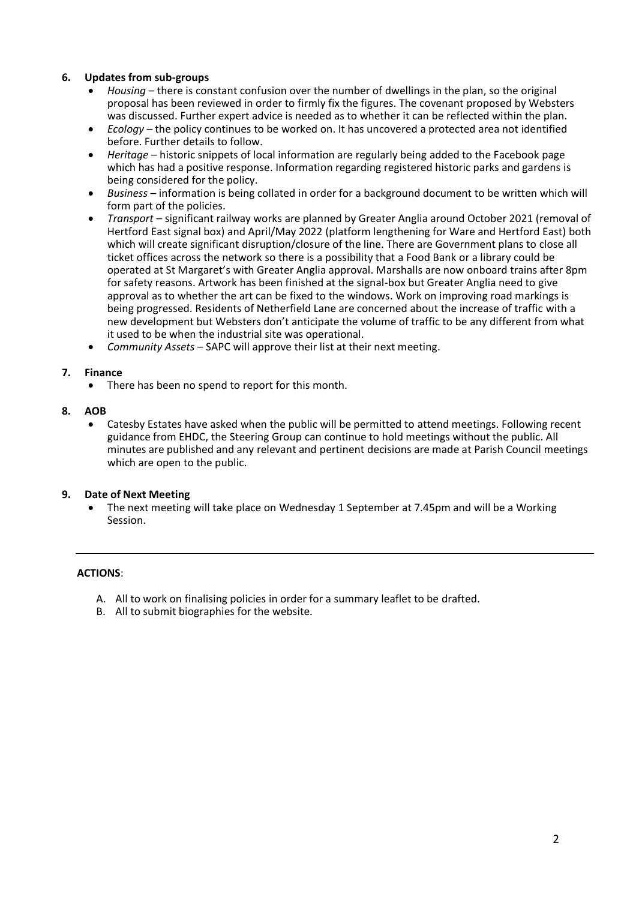## 6. Updates from sub-groups

- *Housing* – there is constant confusion over the number of dwellings in the plan, so the original proposal has been reviewed in order to firmly fix the figures. The covenant proposed by Websters was discussed. Further expert advice is needed as to whether it can be reflected within the plan.
- *Ecology* – the policy continues to be worked on. It has uncovered a protected area not identified before. Further details to follow.
- *Heritage* – historic snippets of local information are regularly being added to the Facebook page which has had a positive response. Information regarding registered historic parks and gardens is being considered for the policy.
- *Business* – information is being collated in order for a background document to be written which will form part of the policies.
- *Transport* – significant railway works are planned by Greater Anglia around October 2021 (removal of Hertford East signal box) and April/May 2022 (platform lengthening for Ware and Hertford East) both which will create significant disruption/closure of the line. There are Government plans to close all ticket offices across the network so there is a possibility that a Food Bank or a library could be operated at St Margaret's with Greater Anglia approval. Marshalls are now onboard trains after 8pm for safety reasons. Artwork has been finished at the signal-box but Greater Anglia need to give approval as to whether the art can be fixed to the windows. Work on improving road markings is being progressed. Residents of Netherfield Lane are concerned about the increase of traffic with a new development but Websters don't anticipate the volume of traffic to be any different from what it used to be when the industrial site was operational.
- *Community Assets* – SAPC will approve their list at their next meeting.

## 7. Finance

- There has been no spend to report for this month.

## 8. AOB

- Catesby Estates have asked when the public will be permitted to attend meetings. Following recent guidance from EHDC, the Steering Group can continue to hold meetings without the public. All minutes are published and any relevant and pertinent decisions are made at Parish Council meetings which are open to the public.

## 9. Date of Next Meeting

- The next meeting will take place on Wednesday 1 September at 7.45pm and will be a Working Session.

---

**ACTIONS**:

A. All to work on finalising policies in order for a summary leaflet to be drafted.
B. All to submit biographies for the website.